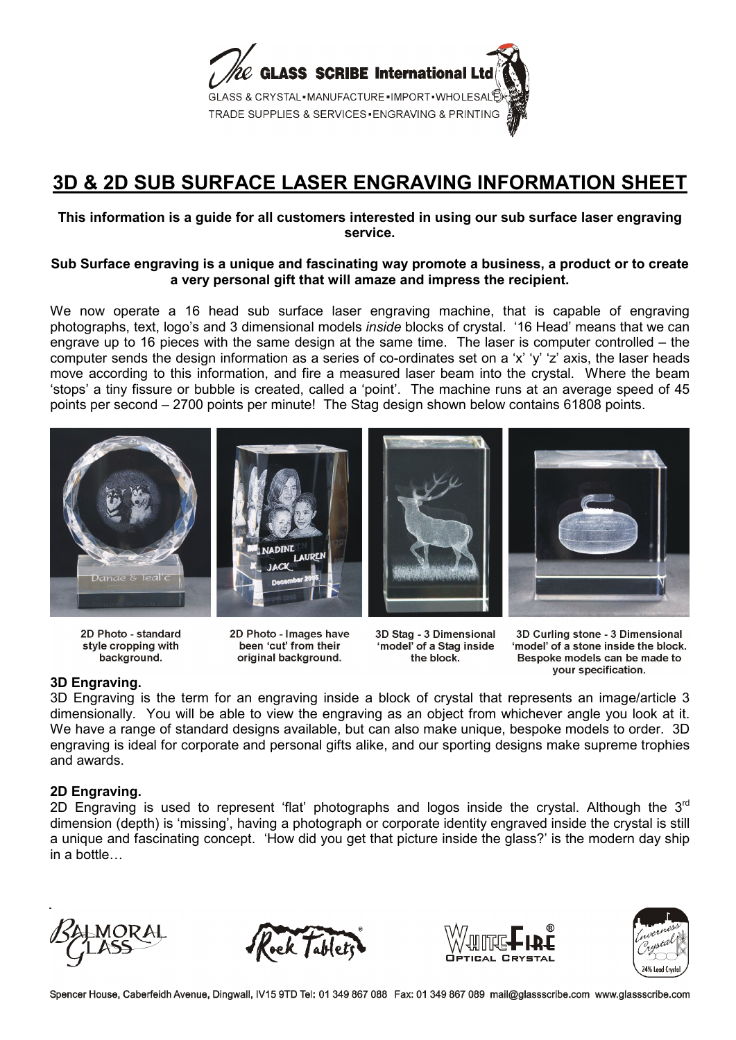The GLASS SCRIBE International Ltd

GLASS & CRYSTAL▪MANUFACTURE▪IMPORT▪WHOLESALE
TRADE SUPPLIES & SERVICES▪ENGRAVING & PRINTING

# 3D & 2D SUB SURFACE LASER ENGRAVING INFORMATION SHEET

**This information is a guide for all customers interested in using our sub surface laser engraving service.**

**Sub Surface engraving is a unique and fascinating way promote a business, a product or to create a very personal gift that will amaze and impress the recipient.**

We now operate a 16 head sub surface laser engraving machine, that is capable of engraving photographs, text, logo's and 3 dimensional models *inside* blocks of crystal. '16 Head' means that we can engrave up to 16 pieces with the same design at the same time. The laser is computer controlled – the computer sends the design information as a series of co-ordinates set on a 'x' 'y' 'z' axis, the laser heads move according to this information, and fire a measured laser beam into the crystal. Where the beam 'stops' a tiny fissure or bubble is created, called a 'point'. The machine runs at an average speed of 45 points per second – 2700 points per minute! The Stag design shown below contains 61808 points.

2D Photo - standard style cropping with background.

2D Photo - Images have been 'cut' from their original background.

3D Stag - 3 Dimensional 'model' of a Stag inside the block.

3D Curling stone - 3 Dimensional 'model' of a stone inside the block. Bespoke models can be made to your specification.

### 3D Engraving.

3D Engraving is the term for an engraving inside a block of crystal that represents an image/article 3 dimensionally. You will be able to view the engraving as an object from whichever angle you look at it. We have a range of standard designs available, but can also make unique, bespoke models to order. 3D engraving is ideal for corporate and personal gifts alike, and our sporting designs make supreme trophies and awards.

### 2D Engraving.

2D Engraving is used to represent 'flat' photographs and logos inside the crystal. Although the 3rd dimension (depth) is 'missing', having a photograph or corporate identity engraved inside the crystal is still a unique and fascinating concept. 'How did you get that picture inside the glass?' is the modern day ship in a bottle…

Balmoral Glass · Rock Tablets® · WhiteFire® Optical Crystal · Inverness Crystal 24% Lead Crystal

Spencer House, Caberfeidh Avenue, Dingwall, IV15 9TD Tel: 01 349 867 088 Fax: 01 349 867 089 mail@glassscribe.com www.glassscribe.com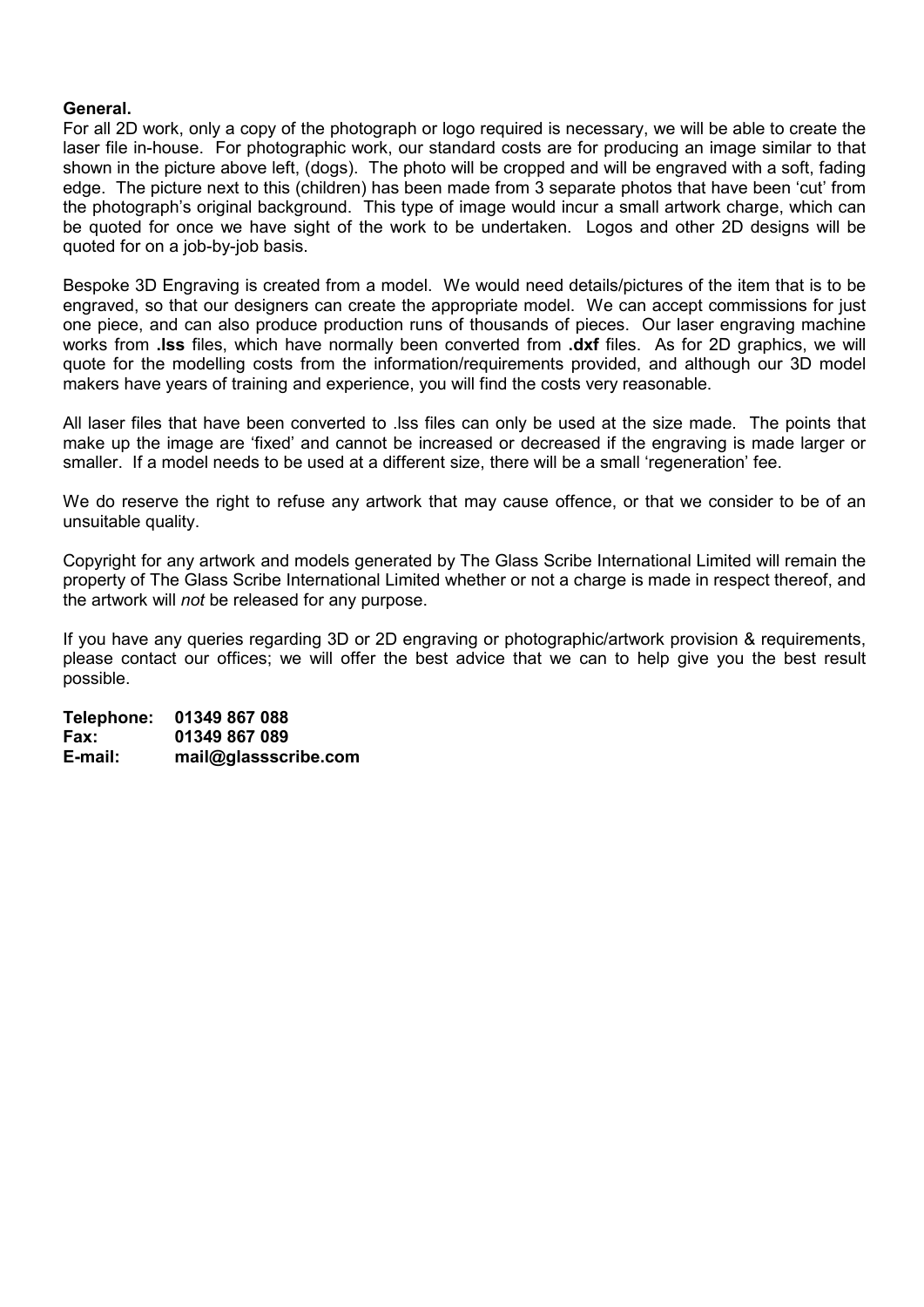**General.**

For all 2D work, only a copy of the photograph or logo required is necessary, we will be able to create the laser file in-house. For photographic work, our standard costs are for producing an image similar to that shown in the picture above left, (dogs). The photo will be cropped and will be engraved with a soft, fading edge. The picture next to this (children) has been made from 3 separate photos that have been 'cut' from the photograph's original background. This type of image would incur a small artwork charge, which can be quoted for once we have sight of the work to be undertaken. Logos and other 2D designs will be quoted for on a job-by-job basis.

Bespoke 3D Engraving is created from a model. We would need details/pictures of the item that is to be engraved, so that our designers can create the appropriate model. We can accept commissions for just one piece, and can also produce production runs of thousands of pieces. Our laser engraving machine works from **.lss** files, which have normally been converted from **.dxf** files. As for 2D graphics, we will quote for the modelling costs from the information/requirements provided, and although our 3D model makers have years of training and experience, you will find the costs very reasonable.

All laser files that have been converted to .lss files can only be used at the size made. The points that make up the image are 'fixed' and cannot be increased or decreased if the engraving is made larger or smaller. If a model needs to be used at a different size, there will be a small 'regeneration' fee.

We do reserve the right to refuse any artwork that may cause offence, or that we consider to be of an unsuitable quality.

Copyright for any artwork and models generated by The Glass Scribe International Limited will remain the property of The Glass Scribe International Limited whether or not a charge is made in respect thereof, and the artwork will *not* be released for any purpose.

If you have any queries regarding 3D or 2D engraving or photographic/artwork provision & requirements, please contact our offices; we will offer the best advice that we can to help give you the best result possible.

**Telephone: 01349 867 088**
**Fax: 01349 867 089**
**E-mail: mail@glassscribe.com**